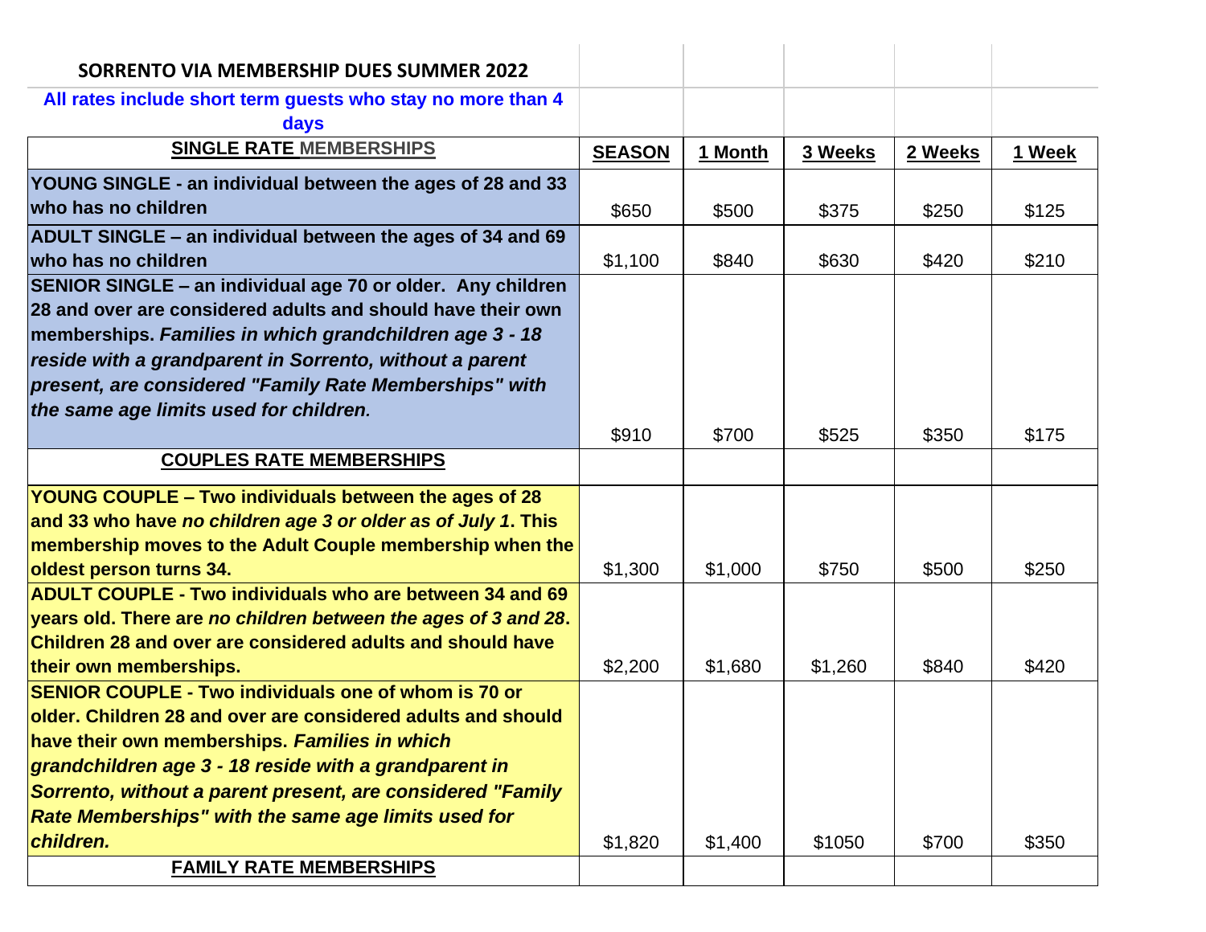**SORRENTO VIA MEMBERSHIP DUES SUMMER 2022**

**All rates include short term guests who stay no more than 4 days**

| **SINGLE RATE MEMBERSHIPS** | **SEASON** | **1 Month** | **3 Weeks** | **2 Weeks** | **1 Week** |
|---|---|---|---|---|---|
| **YOUNG SINGLE - an individual between the ages of 28 and 33 who has no children** | $650 | $500 | $375 | $250 | $125 |
| **ADULT SINGLE – an individual between the ages of 34 and 69 who has no children** | $1,100 | $840 | $630 | $420 | $210 |
| **SENIOR SINGLE – an individual age 70 or older. Any children 28 and over are considered adults and should have their own memberships. *Families in which grandchildren age 3 - 18 reside with a grandparent in Sorrento, without a parent present, are considered "Family Rate Memberships" with the same age limits used for children.*** | $910 | $700 | $525 | $350 | $175 |
| **COUPLES RATE MEMBERSHIPS** | | | | | |
| **YOUNG COUPLE – Two individuals between the ages of 28 and 33 who have *no children age 3 or older as of July 1*. This membership moves to the Adult Couple membership when the oldest person turns 34.** | $1,300 | $1,000 | $750 | $500 | $250 |
| **ADULT COUPLE - Two individuals who are between 34 and 69 years old. There are *no children between the ages of 3 and 28*. Children 28 and over are considered adults and should have their own memberships.** | $2,200 | $1,680 | $1,260 | $840 | $420 |
| **SENIOR COUPLE - Two individuals one of whom is 70 or older. Children 28 and over are considered adults and should have their own memberships. *Families in which grandchildren age 3 - 18 reside with a grandparent in Sorrento, without a parent present, are considered "Family Rate Memberships" with the same age limits used for children.*** | $1,820 | $1,400 | $1050 | $700 | $350 |
| **FAMILY RATE MEMBERSHIPS** | | | | | |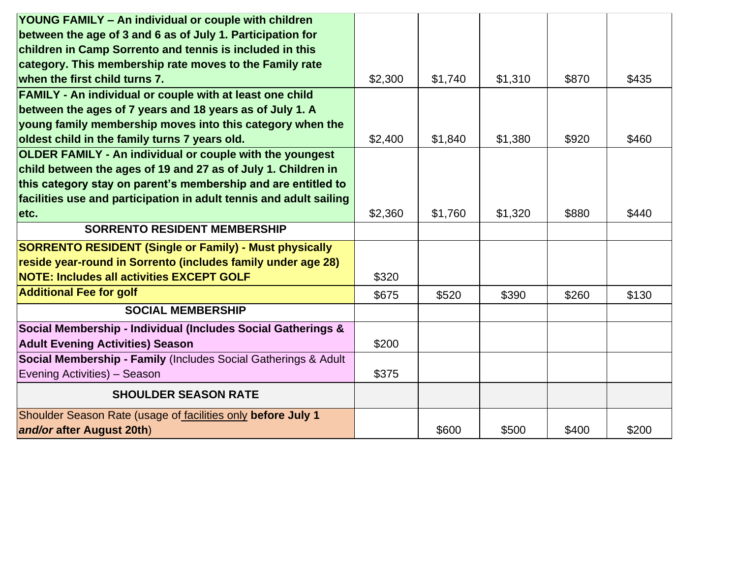| | | | | | |
|---|---|---|---|---|---|
| **YOUNG FAMILY – An individual or couple with children between the age of 3 and 6 as of July 1. Participation for children in Camp Sorrento and tennis is included in this category. This membership rate moves to the Family rate when the first child turns 7.** | $2,300 | $1,740 | $1,310 | $870 | $435 |
| **FAMILY - An individual or couple with at least one child between the ages of 7 years and 18 years as of July 1. A young family membership moves into this category when the oldest child in the family turns 7 years old.** | $2,400 | $1,840 | $1,380 | $920 | $460 |
| **OLDER FAMILY - An individual or couple with the youngest child between the ages of 19 and 27 as of July 1. Children in this category stay on parent's membership and are entitled to facilities use and participation in adult tennis and adult sailing etc.** | $2,360 | $1,760 | $1,320 | $880 | $440 |
| **SORRENTO RESIDENT MEMBERSHIP** | | | | | |
| **SORRENTO RESIDENT (Single or Family) - Must physically reside year-round in Sorrento (includes family under age 28) NOTE: Includes all activities EXCEPT GOLF** | $320 | | | | |
| **Additional Fee for golf** | $675 | $520 | $390 | $260 | $130 |
| **SOCIAL MEMBERSHIP** | | | | | |
| **Social Membership - Individual (Includes Social Gatherings & Adult Evening Activities) Season** | $200 | | | | |
| **Social Membership - Family** (Includes Social Gatherings & Adult Evening Activities) – Season | $375 | | | | |
| **SHOULDER SEASON RATE** | | | | | |
| Shoulder Season Rate (usage of facilities only **before July 1 *and/or* after August 20th**) | | $600 | $500 | $400 | $200 |